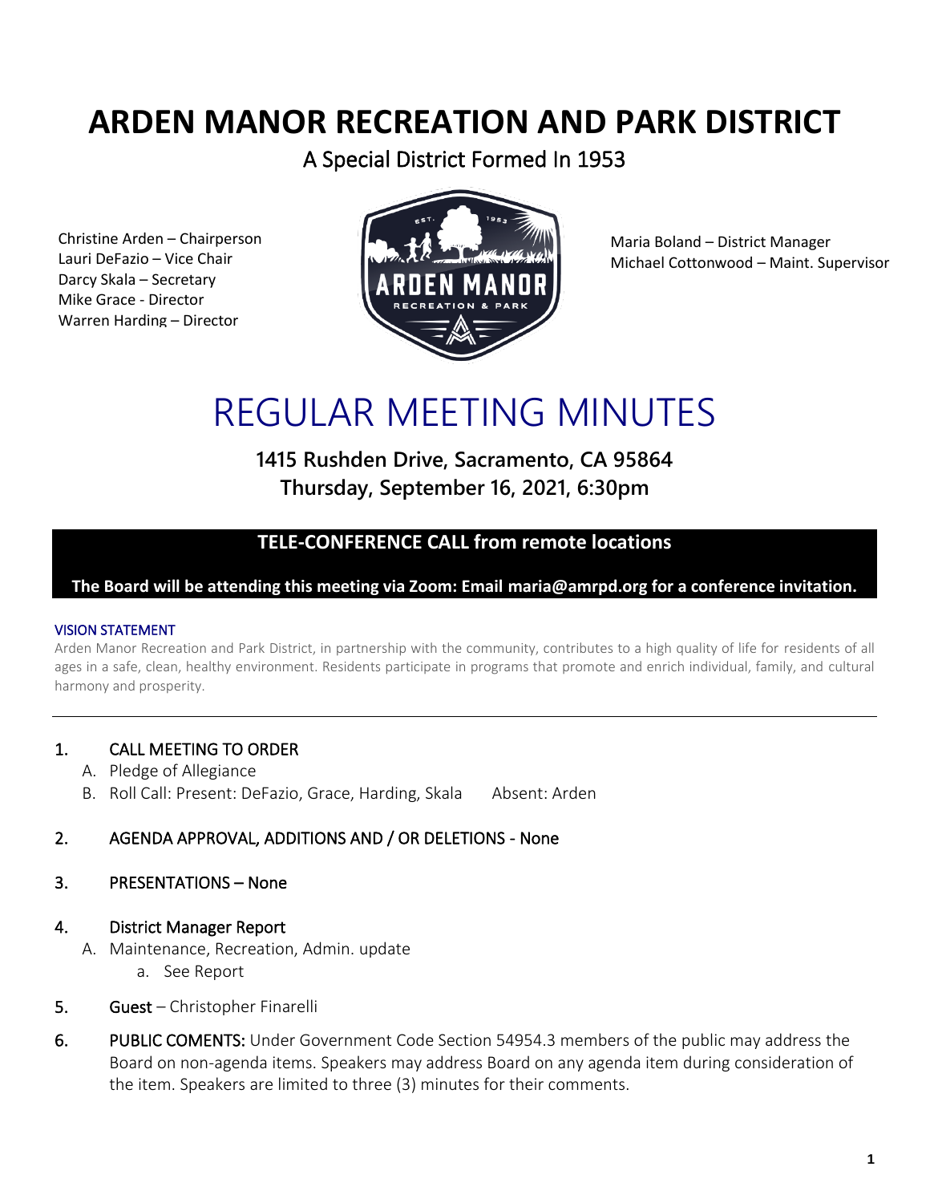# ARDEN MANOR RECREATION AND PARK DISTRICT

A Special District Formed In 1953

Christine Arden – Chairperson
Lauri DeFazio – Vice Chair
Darcy Skala – Secretary
Mike Grace - Director
Warren Harding – Director

Maria Boland – District Manager
Michael Cottonwood – Maint. Supervisor

# REGULAR MEETING MINUTES

**1415 Rushden Drive, Sacramento, CA 95864**
**Thursday, September 16, 2021, 6:30pm**

**TELE-CONFERENCE CALL from remote locations**

**The Board will be attending this meeting via Zoom: Email maria@amrpd.org for a conference invitation.**

VISION STATEMENT

Arden Manor Recreation and Park District, in partnership with the community, contributes to a high quality of life for residents of all ages in a safe, clean, healthy environment. Residents participate in programs that promote and enrich individual, family, and cultural harmony and prosperity.

---

1. CALL MEETING TO ORDER
   A. Pledge of Allegiance
   B. Roll Call: Present: DeFazio, Grace, Harding, Skala Absent: Arden

2. AGENDA APPROVAL, ADDITIONS AND / OR DELETIONS - None

3. PRESENTATIONS – None

4. District Manager Report
   A. Maintenance, Recreation, Admin. update
      a. See Report

5. Guest – Christopher Finarelli

6. PUBLIC COMENTS: Under Government Code Section 54954.3 members of the public may address the Board on non-agenda items. Speakers may address Board on any agenda item during consideration of the item. Speakers are limited to three (3) minutes for their comments.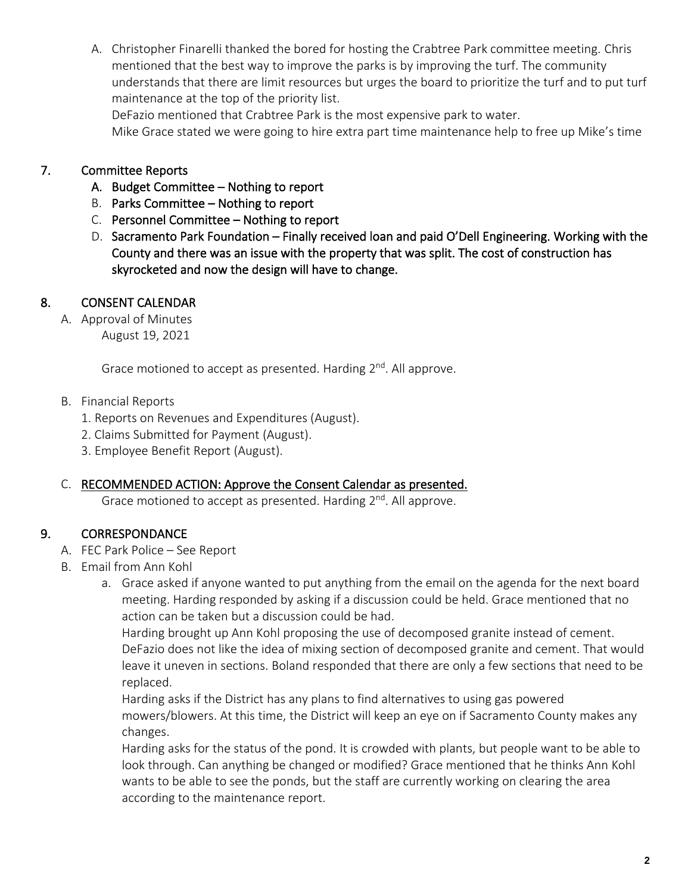A. Christopher Finarelli thanked the bored for hosting the Crabtree Park committee meeting. Chris mentioned that the best way to improve the parks is by improving the turf. The community understands that there are limit resources but urges the board to prioritize the turf and to put turf maintenance at the top of the priority list.
DeFazio mentioned that Crabtree Park is the most expensive park to water.
Mike Grace stated we were going to hire extra part time maintenance help to free up Mike's time

## 7. Committee Reports

A. Budget Committee – Nothing to report
B. Parks Committee – Nothing to report
C. Personnel Committee – Nothing to report
D. Sacramento Park Foundation – Finally received loan and paid O'Dell Engineering. Working with the County and there was an issue with the property that was split. The cost of construction has skyrocketed and now the design will have to change.

## 8. CONSENT CALENDAR

A. Approval of Minutes
August 19, 2021

Grace motioned to accept as presented. Harding 2nd. All approve.

B. Financial Reports
1. Reports on Revenues and Expenditures (August).
2. Claims Submitted for Payment (August).
3. Employee Benefit Report (August).

C. RECOMMENDED ACTION: Approve the Consent Calendar as presented.
Grace motioned to accept as presented. Harding 2nd. All approve.

## 9. CORRESPONDANCE

A. FEC Park Police – See Report
B. Email from Ann Kohl
   a. Grace asked if anyone wanted to put anything from the email on the agenda for the next board meeting. Harding responded by asking if a discussion could be held. Grace mentioned that no action can be taken but a discussion could be had.
   Harding brought up Ann Kohl proposing the use of decomposed granite instead of cement. DeFazio does not like the idea of mixing section of decomposed granite and cement. That would leave it uneven in sections. Boland responded that there are only a few sections that need to be replaced.
   Harding asks if the District has any plans to find alternatives to using gas powered mowers/blowers. At this time, the District will keep an eye on if Sacramento County makes any changes.
   Harding asks for the status of the pond. It is crowded with plants, but people want to be able to look through. Can anything be changed or modified? Grace mentioned that he thinks Ann Kohl wants to be able to see the ponds, but the staff are currently working on clearing the area according to the maintenance report.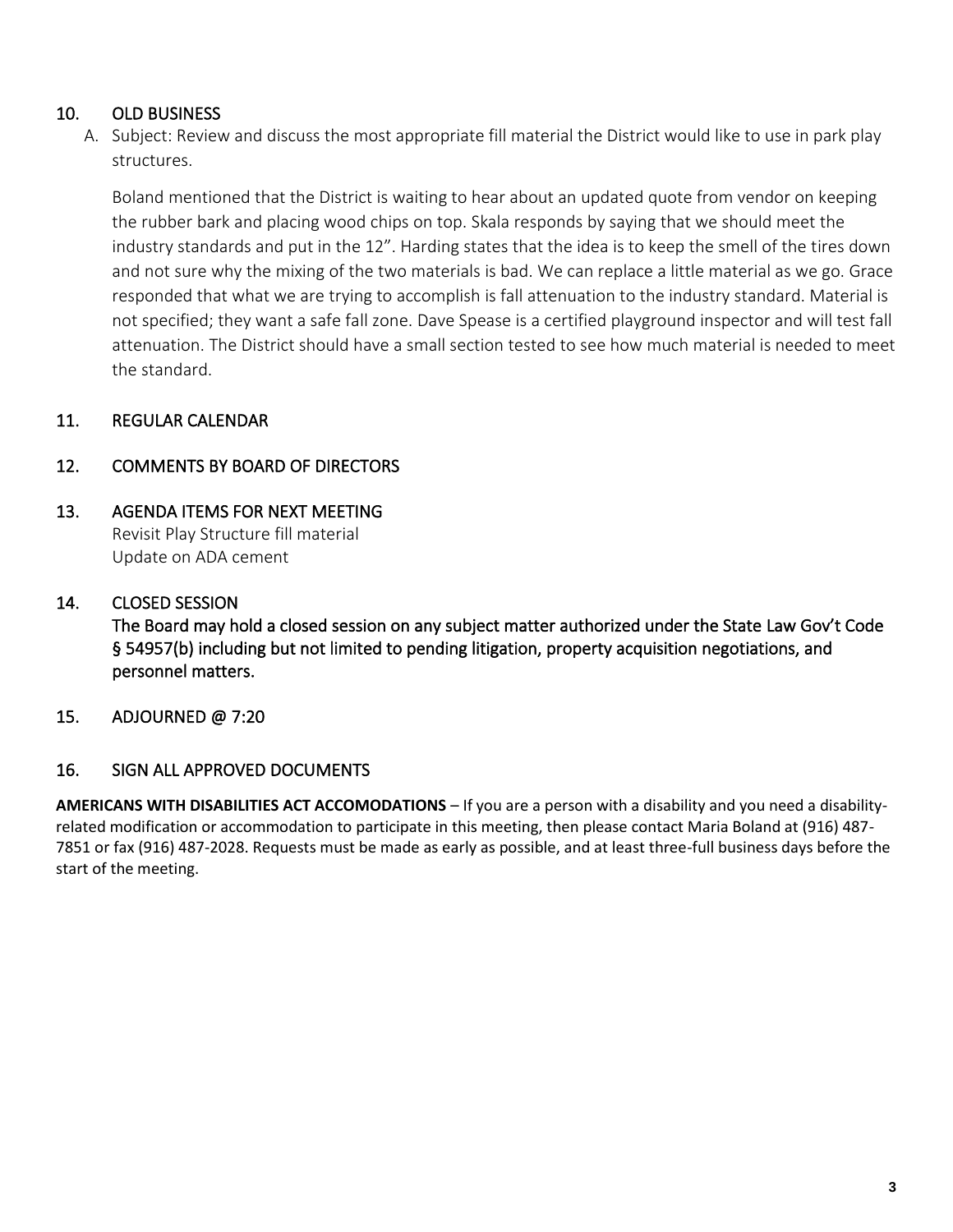## 10. OLD BUSINESS

A. Subject: Review and discuss the most appropriate fill material the District would like to use in park play structures.

Boland mentioned that the District is waiting to hear about an updated quote from vendor on keeping the rubber bark and placing wood chips on top. Skala responds by saying that we should meet the industry standards and put in the 12". Harding states that the idea is to keep the smell of the tires down and not sure why the mixing of the two materials is bad. We can replace a little material as we go. Grace responded that what we are trying to accomplish is fall attenuation to the industry standard. Material is not specified; they want a safe fall zone. Dave Spease is a certified playground inspector and will test fall attenuation. The District should have a small section tested to see how much material is needed to meet the standard.

## 11. REGULAR CALENDAR

## 12. COMMENTS BY BOARD OF DIRECTORS

## 13. AGENDA ITEMS FOR NEXT MEETING

Revisit Play Structure fill material
Update on ADA cement

## 14. CLOSED SESSION

The Board may hold a closed session on any subject matter authorized under the State Law Gov't Code § 54957(b) including but not limited to pending litigation, property acquisition negotiations, and personnel matters.

## 15. ADJOURNED @ 7:20

## 16. SIGN ALL APPROVED DOCUMENTS

**AMERICANS WITH DISABILITIES ACT ACCOMODATIONS** – If you are a person with a disability and you need a disability-related modification or accommodation to participate in this meeting, then please contact Maria Boland at (916) 487-7851 or fax (916) 487-2028. Requests must be made as early as possible, and at least three-full business days before the start of the meeting.